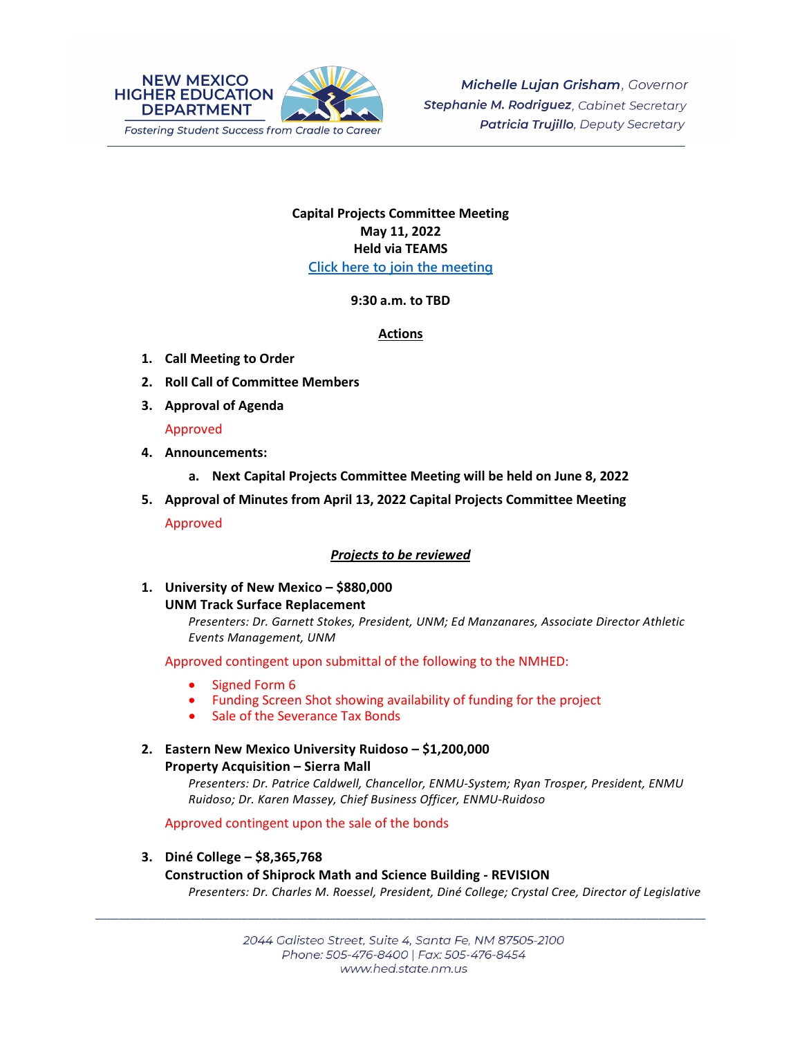NEW MEXICO HIGHER EDUCATION DEPARTMENT
*Fostering Student Success from Cradle to Career*

***Michelle Lujan Grisham**, Governor*
***Stephanie M. Rodriguez**, Cabinet Secretary*
***Patricia Trujillo**, Deputy Secretary*

**Capital Projects Committee Meeting**
**May 11, 2022**
**Held via TEAMS**
[Click here to join the meeting]

**9:30 a.m. to TBD**

## Actions

1. **Call Meeting to Order**
2. **Roll Call of Committee Members**
3. **Approval of Agenda**

   Approved

4. **Announcements:**
   a. **Next Capital Projects Committee Meeting will be held on June 8, 2022**
5. **Approval of Minutes from April 13, 2022 Capital Projects Committee Meeting**

   Approved

## ***Projects to be reviewed***

1. **University of New Mexico – $880,000**
   **UNM Track Surface Replacement**
   *Presenters: Dr. Garnett Stokes, President, UNM; Ed Manzanares, Associate Director Athletic Events Management, UNM*

   Approved contingent upon submittal of the following to the NMHED:
   - Signed Form 6
   - Funding Screen Shot showing availability of funding for the project
   - Sale of the Severance Tax Bonds

2. **Eastern New Mexico University Ruidoso – $1,200,000**
   **Property Acquisition – Sierra Mall**
   *Presenters: Dr. Patrice Caldwell, Chancellor, ENMU-System; Ryan Trosper, President, ENMU Ruidoso; Dr. Karen Massey, Chief Business Officer, ENMU-Ruidoso*

   Approved contingent upon the sale of the bonds

3. **Diné College – $8,365,768**
   **Construction of Shiprock Math and Science Building - REVISION**
   *Presenters: Dr. Charles M. Roessel, President, Diné College; Crystal Cree, Director of Legislative*

2044 Galisteo Street, Suite 4, Santa Fe, NM 87505-2100
Phone: 505-476-8400 | Fax: 505-476-8454
www.hed.state.nm.us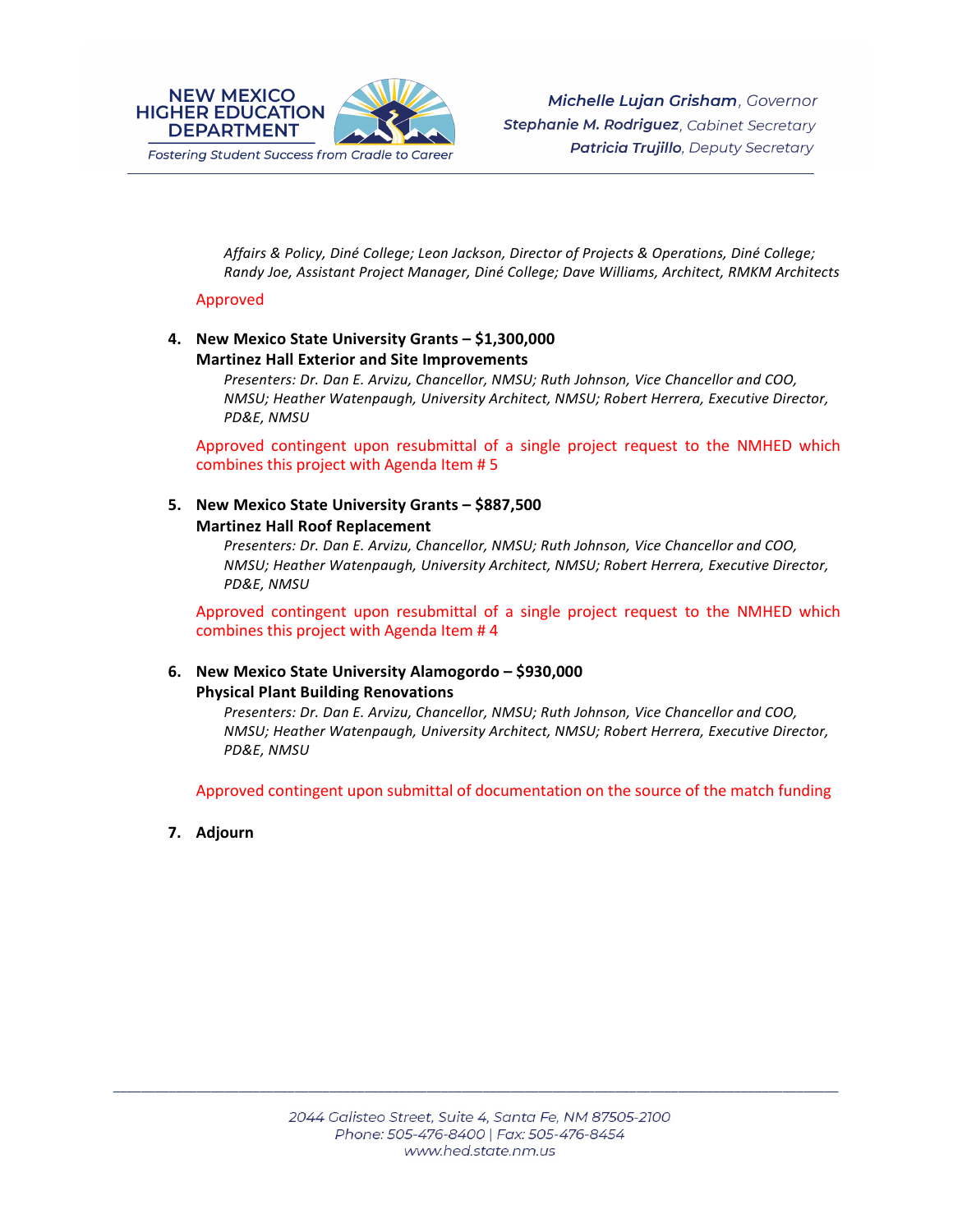*Affairs & Policy, Diné College; Leon Jackson, Director of Projects & Operations, Diné College; Randy Joe, Assistant Project Manager, Diné College; Dave Williams, Architect, RMKM Architects*

Approved

4. **New Mexico State University Grants – $1,300,000**
   **Martinez Hall Exterior and Site Improvements**
   *Presenters: Dr. Dan E. Arvizu, Chancellor, NMSU; Ruth Johnson, Vice Chancellor and COO, NMSU; Heather Watenpaugh, University Architect, NMSU; Robert Herrera, Executive Director, PD&E, NMSU*

   Approved contingent upon resubmittal of a single project request to the NMHED which combines this project with Agenda Item # 5

5. **New Mexico State University Grants – $887,500**
   **Martinez Hall Roof Replacement**
   *Presenters: Dr. Dan E. Arvizu, Chancellor, NMSU; Ruth Johnson, Vice Chancellor and COO, NMSU; Heather Watenpaugh, University Architect, NMSU; Robert Herrera, Executive Director, PD&E, NMSU*

   Approved contingent upon resubmittal of a single project request to the NMHED which combines this project with Agenda Item # 4

6. **New Mexico State University Alamogordo – $930,000**
   **Physical Plant Building Renovations**
   *Presenters: Dr. Dan E. Arvizu, Chancellor, NMSU; Ruth Johnson, Vice Chancellor and COO, NMSU; Heather Watenpaugh, University Architect, NMSU; Robert Herrera, Executive Director, PD&E, NMSU*

   Approved contingent upon submittal of documentation on the source of the match funding

7. **Adjourn**